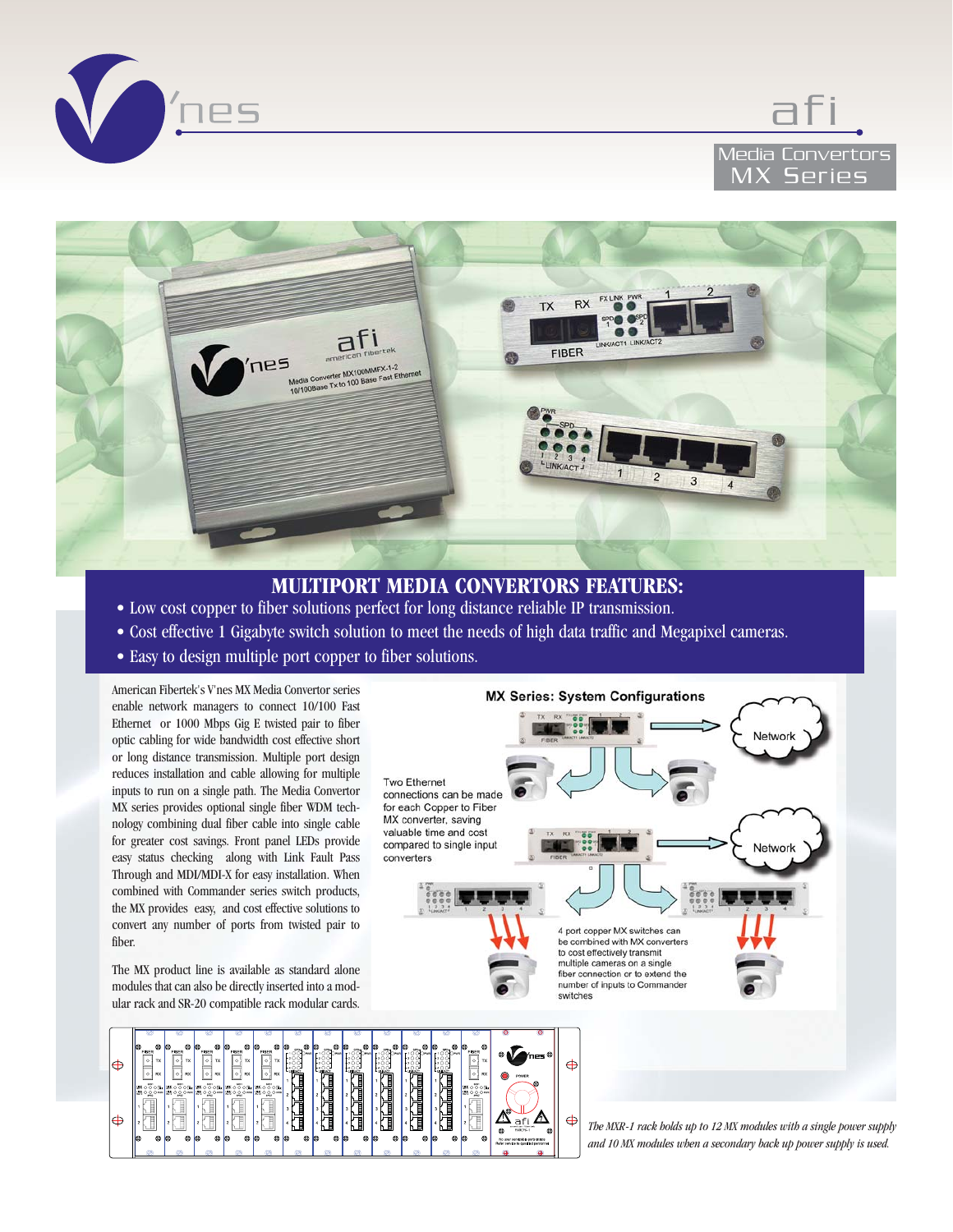afi

Media Convertors
MX Series

## MULTIPORT MEDIA CONVERTORS FEATURES:

- Low cost copper to fiber solutions perfect for long distance reliable IP transmission.
- Cost effective 1 Gigabyte switch solution to meet the needs of high data traffic and Megapixel cameras.
- Easy to design multiple port copper to fiber solutions.

American Fibertek's V'nes MX Media Convertor series enable network managers to connect 10/100 Fast Ethernet or 1000 Mbps Gig E twisted pair to fiber optic cabling for wide bandwidth cost effective short or long distance transmission. Multiple port design reduces installation and cable allowing for multiple inputs to run on a single path. The Media Convertor MX series provides optional single fiber WDM technology combining dual fiber cable into single cable for greater cost savings. Front panel LEDs provide easy status checking along with Link Fault Pass Through and MDI/MDI-X for easy installation. When combined with Commander series switch products, the MX provides easy, and cost effective solutions to convert any number of ports from twisted pair to fiber.

The MX product line is available as standard alone modules that can also be directly inserted into a modular rack and SR-20 compatible rack modular cards.

**MX Series: System Configurations**

Two Ethernet connections can be made for each Copper to Fiber MX converter, saving valuable time and cost compared to single input converters

4 port copper MX switches can be combined with MX converters to cost effectively transmit multiple cameras on a single fiber connection or to extend the number of inputs to Commander switches

*The MXR-1 rack holds up to 12 MX modules with a single power supply and 10 MX modules when a secondary back up power supply is used.*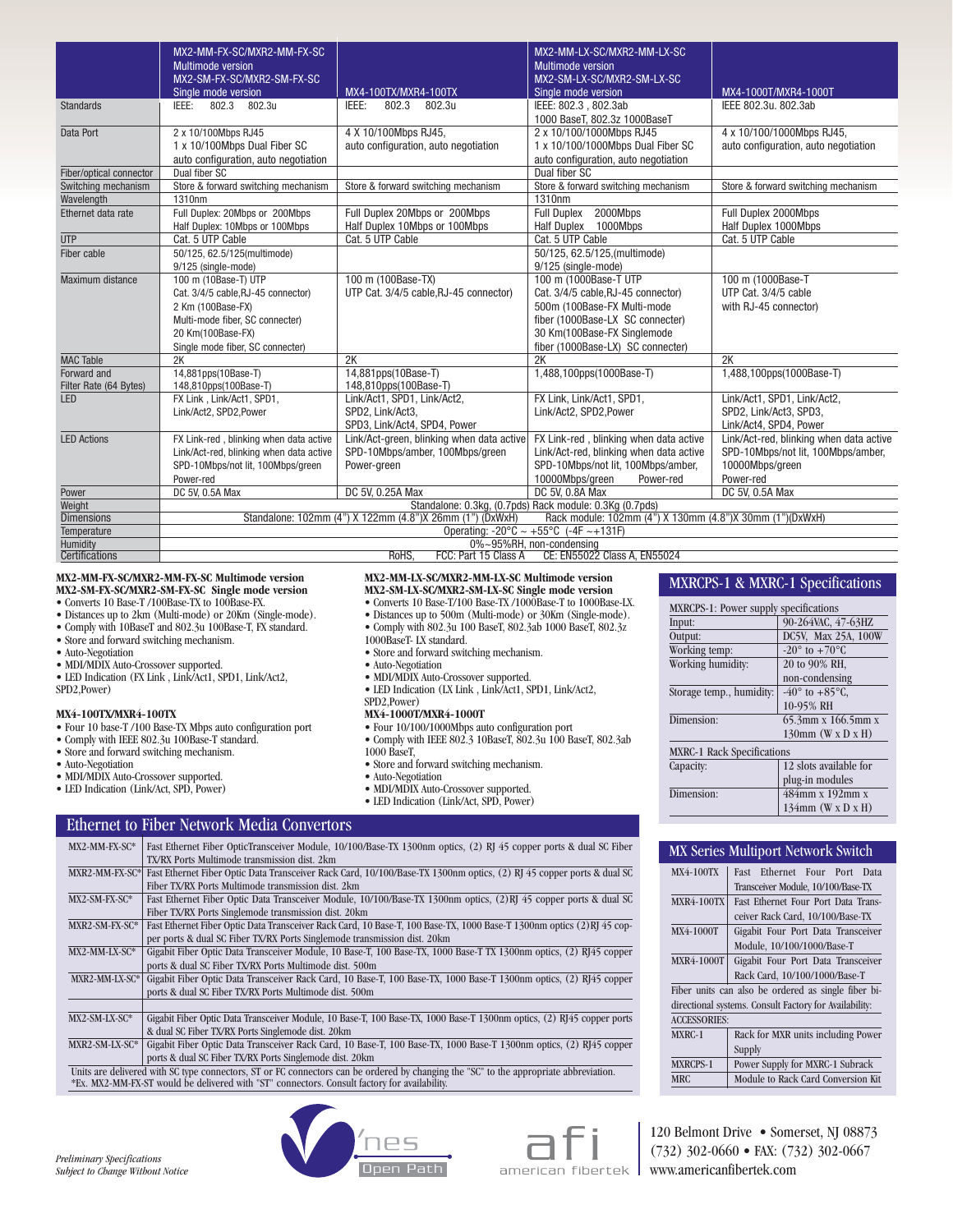| | MX2-MM-FX-SC/MXR2-MM-FX-SC Multimode version MX2-SM-FX-SC/MXR2-SM-FX-SC Single mode version | MX4-100TX/MXR4-100TX | MX2-MM-LX-SC/MXR2-MM-LX-SC Multimode version MX2-SM-LX-SC/MXR2-SM-LX-SC Single mode version | MX4-1000T/MXR4-1000T |
|---|---|---|---|---|
| Standards | IEEE: 802.3 802.3u | IEEE: 802.3 802.3u | IEEE: 802.3 , 802.3ab 1000 BaseT, 802.3z 1000BaseT | IEEE 802.3u. 802.3ab |
| Data Port | 2 x 10/100Mbps RJ45 1 x 10/100Mbps Dual Fiber SC auto configuration, auto negotiation | 4 X 10/100Mbps RJ45, auto configuration, auto negotiation | 2 x 10/100/1000Mbps RJ45 1 x 10/100/1000Mbps Dual Fiber SC auto configuration, auto negotiation | 4 x 10/100/1000Mbps RJ45, auto configuration, auto negotiation |
| Fiber/optical connector | Dual fiber SC | | Dual fiber SC | |
| Switching mechanism | Store & forward switching mechanism | Store & forward switching mechanism | Store & forward switching mechanism | Store & forward switching mechanism |
| Wavelength | 1310nm | | 1310nm | |
| Ethernet data rate | Full Duplex: 20Mbps or 200Mbps Half Duplex: 10Mbps or 100Mbps | Full Duplex 20Mbps or 200Mbps Half Duplex 10Mbps or 100Mbps | Full Duplex 2000Mbps Half Duplex 1000Mbps | Full Duplex 2000Mbps Half Duplex 1000Mbps |
| UTP | Cat. 5 UTP Cable | Cat. 5 UTP Cable | Cat. 5 UTP Cable | Cat. 5 UTP Cable |
| Fiber cable | 50/125, 62.5/125(multimode) 9/125 (single-mode) | | 50/125, 62.5/125,(multimode) 9/125 (single-mode) | |
| Maximum distance | 100 m (10Base-T) UTP Cat. 3/4/5 cable,RJ-45 connector) 2 Km (100Base-FX) Multi-mode fiber, SC connecter) 20 Km(100Base-FX) Single mode fiber, SC connecter) | 100 m (100Base-TX) UTP Cat. 3/4/5 cable,RJ-45 connector) | 100 m (1000Base-T UTP Cat. 3/4/5 cable,RJ-45 connector) 500m (100Base-FX Multi-mode fiber (1000Base-LX SC connecter) 30 Km(100Base-FX Singlemode fiber (1000Base-LX) SC connecter) | 100 m (1000Base-T UTP Cat. 3/4/5 cable with RJ-45 connector) |
| MAC Table | 2K | 2K | 2K | 2K |
| Forward and Filter Rate (64 Bytes) | 14,881pps(10Base-T) 148,810pps(100Base-T) | 14,881pps(10Base-T) 148,810pps(100Base-T) | 1,488,100pps(1000Base-T) | 1,488,100pps(1000Base-T) |
| LED | FX Link , Link/Act1, SPD1, Link/Act2, SPD2,Power | Link/Act1, SPD1, Link/Act2, SPD2, Link/Act3, SPD3, Link/Act4, SPD4, Power | FX Link, Link/Act1, SPD1, Link/Act2, SPD2,Power | Link/Act1, SPD1, Link/Act2, SPD2, Link/Act3, SPD3, Link/Act4, SPD4, Power |
| LED Actions | FX Link-red , blinking when data active Link/Act-red, blinking when data active SPD-10Mbps/not lit, 100Mbps/green Power-red | Link/Act-green, blinking when data active SPD-10Mbps/amber, 100Mbps/green Power-green | FX Link-red , blinking when data active Link/Act-red, blinking when data active SPD-10Mbps/not lit, 100Mbps/amber, 10000Mbps/green Power-red | Link/Act-red, blinking when data active SPD-10Mbps/not lit, 100Mbps/amber, 10000Mbps/green Power-red |
| Power | DC 5V, 0.5A Max | DC 5V, 0.25A Max | DC 5V, 0.8A Max | DC 5V, 0.5A Max |
| Weight | Standalone: 0.3kg, (0.7pds) Rack module: 0.3Kg (0.7pds) | | | |
| Dimensions | Standalone: 102mm (4") X 122mm (4.8")X 26mm (1") (DxWxH) Rack module: 102mm (4") X 130mm (4.8")X 30mm (1")(DxWxH) | | | |
| Temperature | Operating: -20°C ~ +55°C (-4F ~+131F) | | | |
| Humidity | 0%~95%RH, non-condensing | | | |
| Certifications | RoHS, FCC: Part 15 Class A CE: EN55022 Class A, EN55024 | | | |

**MX2-MM-FX-SC/MXR2-MM-FX-SC Multimode version**
**MX2-SM-FX-SC/MXR2-SM-FX-SC Single mode version**
- Converts 10 Base-T /100Base-TX to 100Base-FX.
- Distances up to 2km (Multi-mode) or 20Km (Single-mode).
- Comply with 10BaseT and 802.3u 100Base-T, FX standard.
- Store and forward switching mechanism.
- Auto-Negotiation
- MDI/MDIX Auto-Crossover supported.
- LED Indication (FX Link , Link/Act1, SPD1, Link/Act2, SPD2,Power)

**MX4-100TX/MXR4-100TX**
- Four 10 base-T /100 Base-TX Mbps auto configuration port
- Comply with IEEE 802.3u 100Base-T standard.
- Store and forward switching mechanism.
- Auto-Negotiation
- MDI/MDIX Auto-Crossover supported.
- LED Indication (Link/Act, SPD, Power)

**MX2-MM-LX-SC/MXR2-MM-LX-SC Multimode version**
**MX2-SM-LX-SC/MXR2-SM-LX-SC Single mode version**
- Converts 10 Base-T/100 Base-TX /1000Base-T to 1000Base-LX.
- Distances up to 500m (Multi-mode) or 30Km (Single-mode).
- Comply with 802.3u 100 BaseT, 802.3ab 1000 BaseT, 802.3z 1000BaseT- LX standard.
- Store and forward switching mechanism.
- Auto-Negotiation
- MDI/MDIX Auto-Crossover supported.
- LED Indication (LX Link , Link/Act1, SPD1, Link/Act2, SPD2,Power)

**MX4-1000T/MXR4-1000T**
- Four 10/100/1000Mbps auto configuration port
- Comply with IEEE 802.3 10BaseT, 802.3u 100 BaseT, 802.3ab 1000 BaseT,
- Store and forward switching mechanism.
- Auto-Negotiation
- MDI/MDIX Auto-Crossover supported.
- LED Indication (Link/Act, SPD, Power)

## MXRCPS-1 & MXRC-1 Specifications

| MXRCPS-1: Power supply specifications | |
|---|---|
| Input: | 90-264VAC, 47-63HZ |
| Output: | DC5V, Max 25A, 100W |
| Working temp: | -20° to +70°C |
| Working humidity: | 20 to 90% RH, non-condensing |
| Storage temp., humidity: | -40° to +85°C, 10-95% RH |
| Dimension: | 65.3mm x 166.5mm x 130mm (W x D x H) |
| **MXRC-1 Rack Specifications** | |
| Capacity: | 12 slots available for plug-in modules |
| Dimension: | 484mm x 192mm x 134mm (W x D x H) |

## Ethernet to Fiber Network Media Convertors

| | |
|---|---|
| MX2-MM-FX-SC* | Fast Ethernet Fiber OpticTransceiver Module, 10/100/Base-TX 1300nm optics, (2) RJ 45 copper ports & dual SC Fiber TX/RX Ports Multimode transmission dist. 2km |
| MXR2-MM-FX-SC* | Fast Ethernet Fiber Optic Data Transceiver Rack Card, 10/100/Base-TX 1300nm optics, (2) RJ 45 copper ports & dual SC Fiber TX/RX Ports Multimode transmission dist. 2km |
| MX2-SM-FX-SC* | Fast Ethernet Fiber Optic Data Transceiver Module, 10/100/Base-TX 1300nm optics, (2)RJ 45 copper ports & dual SC Fiber TX/RX Ports Singlemode transmission dist. 20km |
| MXR2-SM-FX-SC* | Fast Ethernet Fiber Optic Data Transceiver Rack Card, 10 Base-T, 100 Base-TX, 1000 Base-T 1300nm optics (2)RJ 45 copper ports & dual SC Fiber TX/RX Ports Singlemode transmission dist. 20km |
| MX2-MM-LX-SC* | Gigabit Fiber Optic Data Transceiver Module, 10 Base-T, 100 Base-TX, 1000 Base-T TX 1300nm optics, (2) RJ45 copper ports & dual SC Fiber TX/RX Ports Multimode dist. 500m |
| MXR2-MM-LX-SC* | Gigabit Fiber Optic Data Transceiver Rack Card, 10 Base-T, 100 Base-TX, 1000 Base-T 1300nm optics, (2) RJ45 copper ports & dual SC Fiber TX/RX Ports Multimode dist. 500m |
| | |
| MX2-SM-LX-SC* | Gigabit Fiber Optic Data Transceiver Module, 10 Base-T, 100 Base-TX, 1000 Base-T 1300nm optics, (2) RJ45 copper ports & dual SC Fiber TX/RX Ports Singlemode dist. 20km |
| MXR2-SM-LX-SC* | Gigabit Fiber Optic Data Transceiver Rack Card, 10 Base-T, 100 Base-TX, 1000 Base-T 1300nm optics, (2) RJ45 copper ports & dual SC Fiber TX/RX Ports Singlemode dist. 20km |

Units are delivered with SC type connectors, ST or FC connectors can be ordered by changing the "SC" to the appropriate abbreviation.
*Ex. MX2-MM-FX-ST would be delivered with "ST" connectors. Consult factory for availability.

## MX Series Multiport Network Switch

| | |
|---|---|
| MX4-100TX | Fast Ethernet Four Port Data Transceiver Module, 10/100/Base-TX |
| MXR4-100TX | Fast Ethernet Four Port Data Transceiver Rack Card, 10/100/Base-TX |
| MX4-1000T | Gigabit Four Port Data Transceiver Module, 10/100/1000/Base-T |
| MXR4-1000T | Gigabit Four Port Data Transceiver Rack Card, 10/100/1000/Base-T |

Fiber units can also be ordered as single fiber bi-directional systems. Consult Factory for Availability:

| ACCESSORIES: | |
|---|---|
| MXRC-1 | Rack for MXR units including Power Supply |
| MXRCPS-1 | Power Supply for MXRC-1 Subrack |
| MRC | Module to Rack Card Conversion Kit |

*Preliminary Specifications*
*Subject to Change Without Notice*

'nes Open Path

afi american fibertek

120 Belmont Drive • Somerset, NJ 08873
(732) 302-0660 • FAX: (732) 302-0667
www.americanfibertek.com